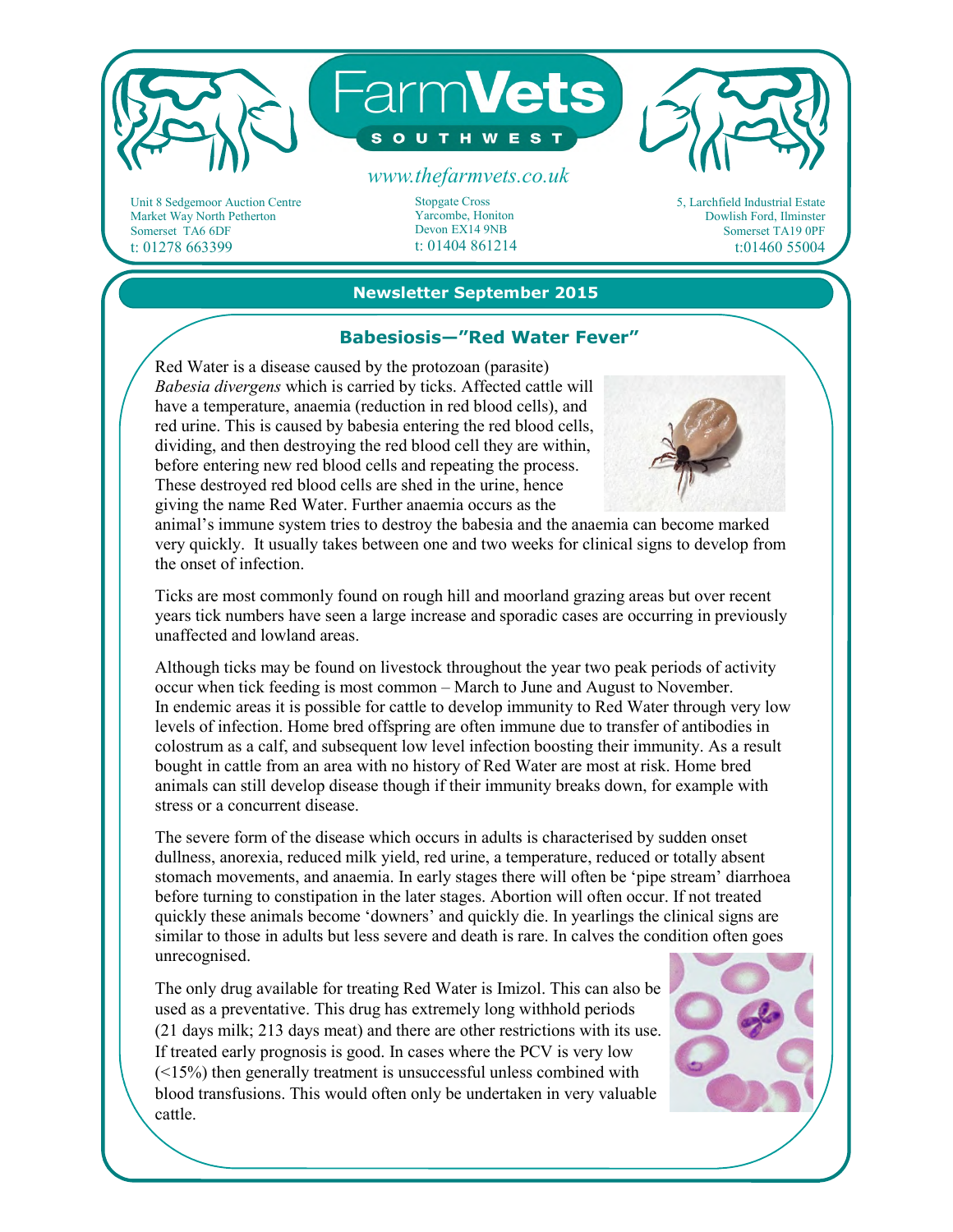# FarmVets SOUTHWEST

www.thefarmvets.co.uk

Unit 8 Sedgemoor Auction Centre
Market Way North Petherton
Somerset TA6 6DF
t: 01278 663399

Stopgate Cross
Yarcombe, Honiton
Devon EX14 9NB
t: 01404 861214

5, Larchfield Industrial Estate
Dowlish Ford, Ilminster
Somerset TA19 0PF
t:01460 55004

## Newsletter September 2015

### Babesiosis—"Red Water Fever"

Red Water is a disease caused by the protozoan (parasite) *Babesia divergens* which is carried by ticks. Affected cattle will have a temperature, anaemia (reduction in red blood cells), and red urine. This is caused by babesia entering the red blood cells, dividing, and then destroying the red blood cell they are within, before entering new red blood cells and repeating the process. These destroyed red blood cells are shed in the urine, hence giving the name Red Water. Further anaemia occurs as the animal's immune system tries to destroy the babesia and the anaemia can become marked very quickly. It usually takes between one and two weeks for clinical signs to develop from the onset of infection.

Ticks are most commonly found on rough hill and moorland grazing areas but over recent years tick numbers have seen a large increase and sporadic cases are occurring in previously unaffected and lowland areas.

Although ticks may be found on livestock throughout the year two peak periods of activity occur when tick feeding is most common – March to June and August to November. In endemic areas it is possible for cattle to develop immunity to Red Water through very low levels of infection. Home bred offspring are often immune due to transfer of antibodies in colostrum as a calf, and subsequent low level infection boosting their immunity. As a result bought in cattle from an area with no history of Red Water are most at risk. Home bred animals can still develop disease though if their immunity breaks down, for example with stress or a concurrent disease.

The severe form of the disease which occurs in adults is characterised by sudden onset dullness, anorexia, reduced milk yield, red urine, a temperature, reduced or totally absent stomach movements, and anaemia. In early stages there will often be 'pipe stream' diarrhoea before turning to constipation in the later stages. Abortion will often occur. If not treated quickly these animals become 'downers' and quickly die. In yearlings the clinical signs are similar to those in adults but less severe and death is rare. In calves the condition often goes unrecognised.

The only drug available for treating Red Water is Imizol. This can also be used as a preventative. This drug has extremely long withhold periods (21 days milk; 213 days meat) and there are other restrictions with its use. If treated early prognosis is good. In cases where the PCV is very low (<15%) then generally treatment is unsuccessful unless combined with blood transfusions. This would often only be undertaken in very valuable cattle.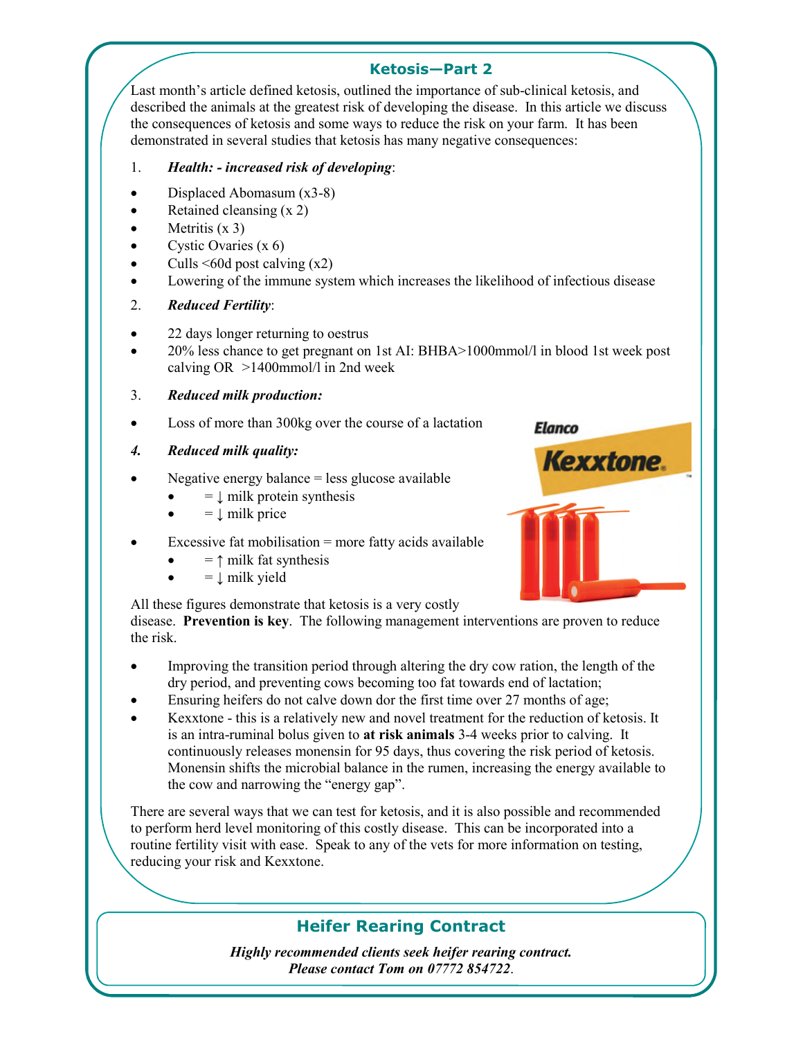## Ketosis—Part 2

Last month's article defined ketosis, outlined the importance of sub-clinical ketosis, and described the animals at the greatest risk of developing the disease. In this article we discuss the consequences of ketosis and some ways to reduce the risk on your farm. It has been demonstrated in several studies that ketosis has many negative consequences:

1. ***Health: - increased risk of developing***:

- Displaced Abomasum (x3-8)
- Retained cleansing (x 2)
- Metritis (x 3)
- Cystic Ovaries (x 6)
- Culls <60d post calving (x2)
- Lowering of the immune system which increases the likelihood of infectious disease

2. ***Reduced Fertility***:

- 22 days longer returning to oestrus
- 20% less chance to get pregnant on 1st AI: BHBA>1000mmol/l in blood 1st week post calving OR >1400mmol/l in 2nd week

3. ***Reduced milk production:***

- Loss of more than 300kg over the course of a lactation

4. ***Reduced milk quality:***

- Negative energy balance = less glucose available
  - = ↓ milk protein synthesis
  - = ↓ milk price
- Excessive fat mobilisation = more fatty acids available
  - = ↑ milk fat synthesis
  - = ↓ milk yield

All these figures demonstrate that ketosis is a very costly disease. **Prevention is key**. The following management interventions are proven to reduce the risk.

- Improving the transition period through altering the dry cow ration, the length of the dry period, and preventing cows becoming too fat towards end of lactation;
- Ensuring heifers do not calve down dor the first time over 27 months of age;
- Kexxtone - this is a relatively new and novel treatment for the reduction of ketosis. It is an intra-ruminal bolus given to **at risk animals** 3-4 weeks prior to calving. It continuously releases monensin for 95 days, thus covering the risk period of ketosis. Monensin shifts the microbial balance in the rumen, increasing the energy available to the cow and narrowing the "energy gap".

There are several ways that we can test for ketosis, and it is also possible and recommended to perform herd level monitoring of this costly disease. This can be incorporated into a routine fertility visit with ease. Speak to any of the vets for more information on testing, reducing your risk and Kexxtone.

## Heifer Rearing Contract

***Highly recommended clients seek heifer rearing contract.***
***Please contact Tom on 07772 854722***.